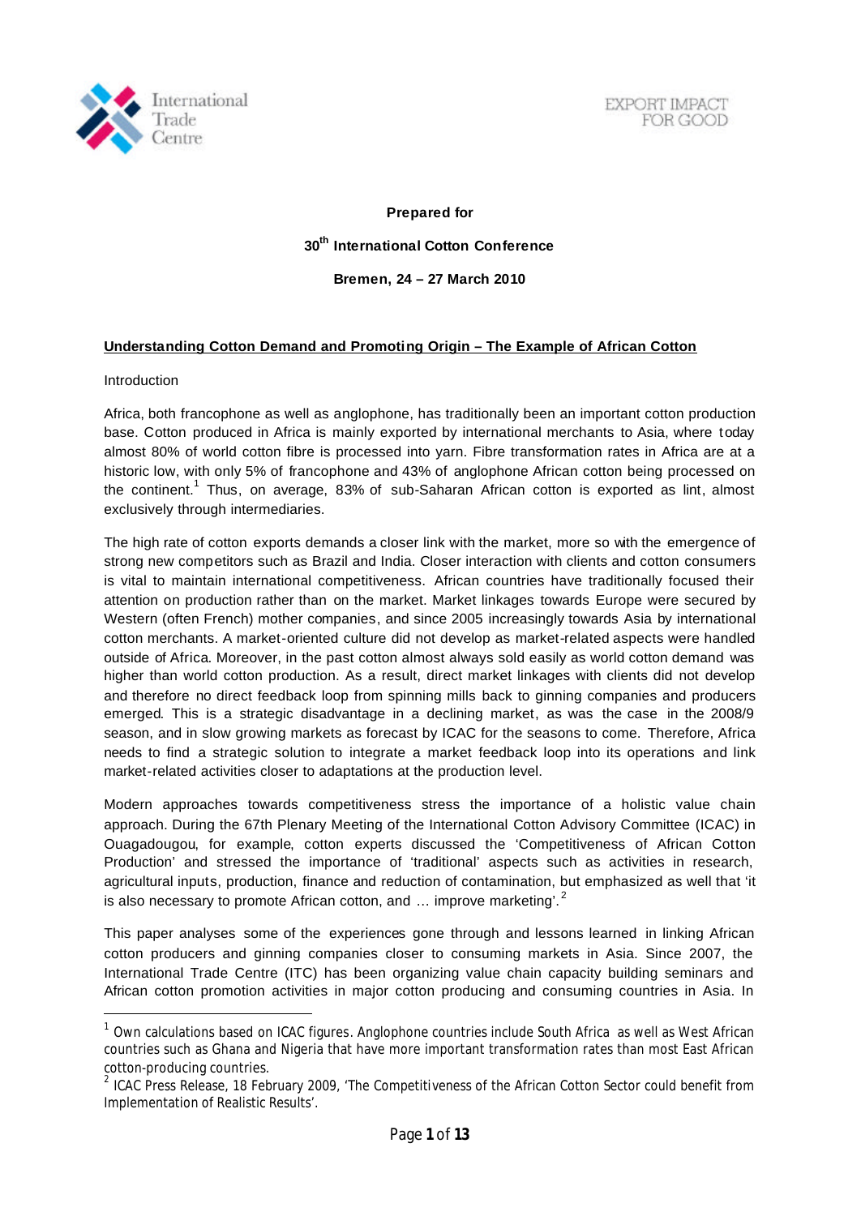International Trade Centre

EXPORT IMPACT FOR GOOD

**Prepared for**

**30th International Cotton Conference**

**Bremen, 24 – 27 March 2010**

## Understanding Cotton Demand and Promoting Origin – The Example of African Cotton

Introduction

Africa, both francophone as well as anglophone, has traditionally been an important cotton production base. Cotton produced in Africa is mainly exported by international merchants to Asia, where today almost 80% of world cotton fibre is processed into yarn. Fibre transformation rates in Africa are at a historic low, with only 5% of francophone and 43% of anglophone African cotton being processed on the continent.[1] Thus, on average, 83% of sub-Saharan African cotton is exported as lint, almost exclusively through intermediaries.

The high rate of cotton exports demands a closer link with the market, more so with the emergence of strong new competitors such as Brazil and India. Closer interaction with clients and cotton consumers is vital to maintain international competitiveness. African countries have traditionally focused their attention on production rather than on the market. Market linkages towards Europe were secured by Western (often French) mother companies, and since 2005 increasingly towards Asia by international cotton merchants. A market-oriented culture did not develop as market-related aspects were handled outside of Africa. Moreover, in the past cotton almost always sold easily as world cotton demand was higher than world cotton production. As a result, direct market linkages with clients did not develop and therefore no direct feedback loop from spinning mills back to ginning companies and producers emerged. This is a strategic disadvantage in a declining market, as was the case in the 2008/9 season, and in slow growing markets as forecast by ICAC for the seasons to come. Therefore, Africa needs to find a strategic solution to integrate a market feedback loop into its operations and link market-related activities closer to adaptations at the production level.

Modern approaches towards competitiveness stress the importance of a holistic value chain approach. During the 67th Plenary Meeting of the International Cotton Advisory Committee (ICAC) in Ouagadougou, for example, cotton experts discussed the 'Competitiveness of African Cotton Production' and stressed the importance of 'traditional' aspects such as activities in research, agricultural inputs, production, finance and reduction of contamination, but emphasized as well that 'it is also necessary to promote African cotton, and … improve marketing'.[2]

This paper analyses some of the experiences gone through and lessons learned in linking African cotton producers and ginning companies closer to consuming markets in Asia. Since 2007, the International Trade Centre (ITC) has been organizing value chain capacity building seminars and African cotton promotion activities in major cotton producing and consuming countries in Asia. In

---

[1] Own calculations based on ICAC figures. Anglophone countries include South Africa as well as West African countries such as Ghana and Nigeria that have more important transformation rates than most East African cotton-producing countries.

[2] ICAC Press Release, 18 February 2009, 'The Competitiveness of the African Cotton Sector could benefit from Implementation of Realistic Results'.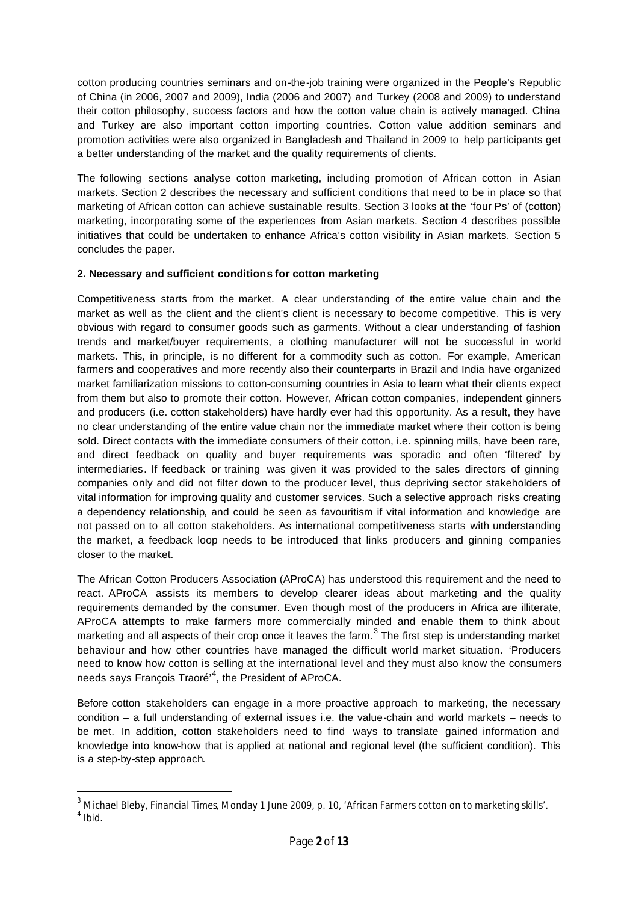cotton producing countries seminars and on-the-job training were organized in the People's Republic of China (in 2006, 2007 and 2009), India (2006 and 2007) and Turkey (2008 and 2009) to understand their cotton philosophy, success factors and how the cotton value chain is actively managed. China and Turkey are also important cotton importing countries. Cotton value addition seminars and promotion activities were also organized in Bangladesh and Thailand in 2009 to help participants get a better understanding of the market and the quality requirements of clients.

The following sections analyse cotton marketing, including promotion of African cotton in Asian markets. Section 2 describes the necessary and sufficient conditions that need to be in place so that marketing of African cotton can achieve sustainable results. Section 3 looks at the 'four Ps' of (cotton) marketing, incorporating some of the experiences from Asian markets. Section 4 describes possible initiatives that could be undertaken to enhance Africa's cotton visibility in Asian markets. Section 5 concludes the paper.

## 2. Necessary and sufficient conditions for cotton marketing

Competitiveness starts from the market. A clear understanding of the entire value chain and the market as well as the client and the client's client is necessary to become competitive. This is very obvious with regard to consumer goods such as garments. Without a clear understanding of fashion trends and market/buyer requirements, a clothing manufacturer will not be successful in world markets. This, in principle, is no different for a commodity such as cotton. For example, American farmers and cooperatives and more recently also their counterparts in Brazil and India have organized market familiarization missions to cotton-consuming countries in Asia to learn what their clients expect from them but also to promote their cotton. However, African cotton companies, independent ginners and producers (i.e. cotton stakeholders) have hardly ever had this opportunity. As a result, they have no clear understanding of the entire value chain nor the immediate market where their cotton is being sold. Direct contacts with the immediate consumers of their cotton, i.e. spinning mills, have been rare, and direct feedback on quality and buyer requirements was sporadic and often 'filtered' by intermediaries. If feedback or training was given it was provided to the sales directors of ginning companies only and did not filter down to the producer level, thus depriving sector stakeholders of vital information for improving quality and customer services. Such a selective approach risks creating a dependency relationship, and could be seen as favouritism if vital information and knowledge are not passed on to all cotton stakeholders. As international competitiveness starts with understanding the market, a feedback loop needs to be introduced that links producers and ginning companies closer to the market.

The African Cotton Producers Association (AProCA) has understood this requirement and the need to react. AProCA assists its members to develop clearer ideas about marketing and the quality requirements demanded by the consumer. Even though most of the producers in Africa are illiterate, AProCA attempts to make farmers more commercially minded and enable them to think about marketing and all aspects of their crop once it leaves the farm.[3] The first step is understanding market behaviour and how other countries have managed the difficult world market situation. 'Producers need to know how cotton is selling at the international level and they must also know the consumers needs says François Traoré'[4], the President of AProCA.

Before cotton stakeholders can engage in a more proactive approach to marketing, the necessary condition – a full understanding of external issues i.e. the value-chain and world markets – needs to be met. In addition, cotton stakeholders need to find ways to translate gained information and knowledge into know-how that is applied at national and regional level (the sufficient condition). This is a step-by-step approach.

[3] Michael Bleby, *Financial Times*, Monday 1 June 2009, p. 10, 'African Farmers cotton on to marketing skills'.
[4] Ibid.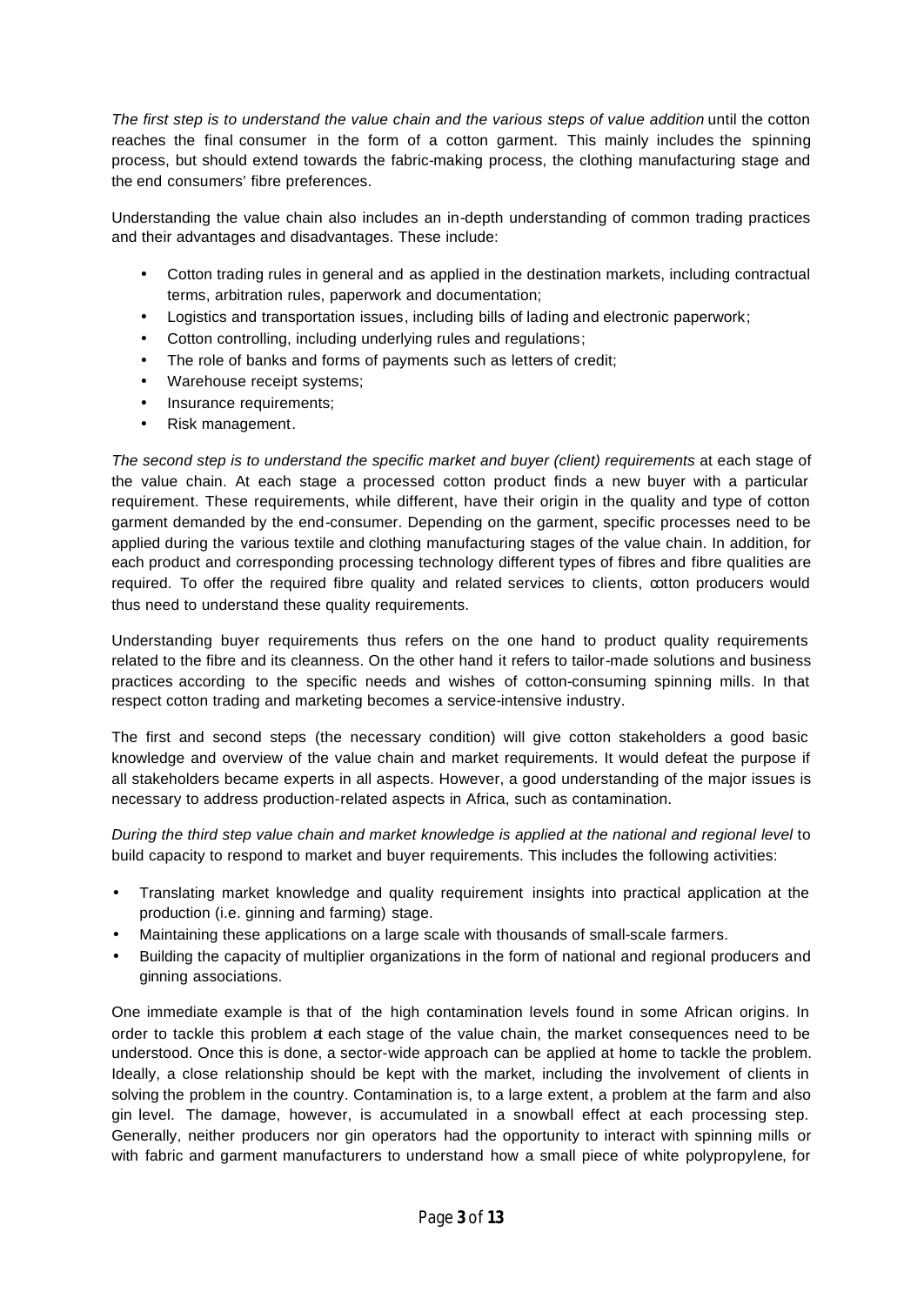*The first step is to understand the value chain and the various steps of value addition* until the cotton reaches the final consumer in the form of a cotton garment. This mainly includes the spinning process, but should extend towards the fabric-making process, the clothing manufacturing stage and the end consumers' fibre preferences.

Understanding the value chain also includes an in-depth understanding of common trading practices and their advantages and disadvantages. These include:

- Cotton trading rules in general and as applied in the destination markets, including contractual terms, arbitration rules, paperwork and documentation;
- Logistics and transportation issues, including bills of lading and electronic paperwork;
- Cotton controlling, including underlying rules and regulations;
- The role of banks and forms of payments such as letters of credit;
- Warehouse receipt systems;
- Insurance requirements;
- Risk management.

*The second step is to understand the specific market and buyer (client) requirements* at each stage of the value chain. At each stage a processed cotton product finds a new buyer with a particular requirement. These requirements, while different, have their origin in the quality and type of cotton garment demanded by the end-consumer. Depending on the garment, specific processes need to be applied during the various textile and clothing manufacturing stages of the value chain. In addition, for each product and corresponding processing technology different types of fibres and fibre qualities are required. To offer the required fibre quality and related services to clients, cotton producers would thus need to understand these quality requirements.

Understanding buyer requirements thus refers on the one hand to product quality requirements related to the fibre and its cleanness. On the other hand it refers to tailor-made solutions and business practices according to the specific needs and wishes of cotton-consuming spinning mills. In that respect cotton trading and marketing becomes a service-intensive industry.

The first and second steps (the necessary condition) will give cotton stakeholders a good basic knowledge and overview of the value chain and market requirements. It would defeat the purpose if all stakeholders became experts in all aspects. However, a good understanding of the major issues is necessary to address production-related aspects in Africa, such as contamination.

*During the third step value chain and market knowledge is applied at the national and regional level* to build capacity to respond to market and buyer requirements. This includes the following activities:

- Translating market knowledge and quality requirement insights into practical application at the production (i.e. ginning and farming) stage.
- Maintaining these applications on a large scale with thousands of small-scale farmers.
- Building the capacity of multiplier organizations in the form of national and regional producers and ginning associations.

One immediate example is that of the high contamination levels found in some African origins. In order to tackle this problem at each stage of the value chain, the market consequences need to be understood. Once this is done, a sector-wide approach can be applied at home to tackle the problem. Ideally, a close relationship should be kept with the market, including the involvement of clients in solving the problem in the country. Contamination is, to a large extent, a problem at the farm and also gin level. The damage, however, is accumulated in a snowball effect at each processing step. Generally, neither producers nor gin operators had the opportunity to interact with spinning mills or with fabric and garment manufacturers to understand how a small piece of white polypropylene, for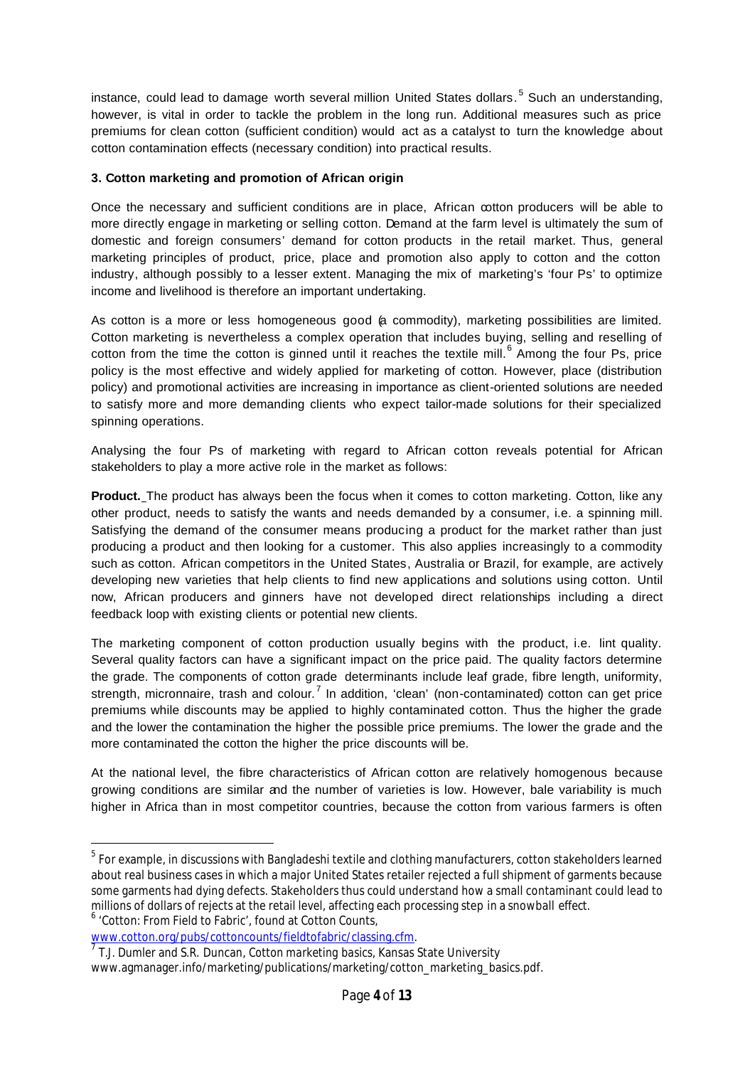instance, could lead to damage worth several million United States dollars.[5] Such an understanding, however, is vital in order to tackle the problem in the long run. Additional measures such as price premiums for clean cotton (sufficient condition) would act as a catalyst to turn the knowledge about cotton contamination effects (necessary condition) into practical results.

### 3. Cotton marketing and promotion of African origin

Once the necessary and sufficient conditions are in place, African cotton producers will be able to more directly engage in marketing or selling cotton. Demand at the farm level is ultimately the sum of domestic and foreign consumers' demand for cotton products in the retail market. Thus, general marketing principles of product, price, place and promotion also apply to cotton and the cotton industry, although possibly to a lesser extent. Managing the mix of marketing's 'four Ps' to optimize income and livelihood is therefore an important undertaking.

As cotton is a more or less homogeneous good (a commodity), marketing possibilities are limited. Cotton marketing is nevertheless a complex operation that includes buying, selling and reselling of cotton from the time the cotton is ginned until it reaches the textile mill.[6] Among the four Ps, price policy is the most effective and widely applied for marketing of cotton. However, place (distribution policy) and promotional activities are increasing in importance as client-oriented solutions are needed to satisfy more and more demanding clients who expect tailor-made solutions for their specialized spinning operations.

Analysing the four Ps of marketing with regard to African cotton reveals potential for African stakeholders to play a more active role in the market as follows:

**Product.** The product has always been the focus when it comes to cotton marketing. Cotton, like any other product, needs to satisfy the wants and needs demanded by a consumer, i.e. a spinning mill. Satisfying the demand of the consumer means producing a product for the market rather than just producing a product and then looking for a customer. This also applies increasingly to a commodity such as cotton. African competitors in the United States, Australia or Brazil, for example, are actively developing new varieties that help clients to find new applications and solutions using cotton. Until now, African producers and ginners have not developed direct relationships including a direct feedback loop with existing clients or potential new clients.

The marketing component of cotton production usually begins with the product, i.e. lint quality. Several quality factors can have a significant impact on the price paid. The quality factors determine the grade. The components of cotton grade determinants include leaf grade, fibre length, uniformity, strength, micronnaire, trash and colour.[7] In addition, 'clean' (non-contaminated) cotton can get price premiums while discounts may be applied to highly contaminated cotton. Thus the higher the grade and the lower the contamination the higher the possible price premiums. The lower the grade and the more contaminated the cotton the higher the price discounts will be.

At the national level, the fibre characteristics of African cotton are relatively homogenous because growing conditions are similar and the number of varieties is low. However, bale variability is much higher in Africa than in most competitor countries, because the cotton from various farmers is often

---

[5] For example, in discussions with Bangladeshi textile and clothing manufacturers, cotton stakeholders learned about real business cases in which a major United States retailer rejected a full shipment of garments because some garments had dying defects. Stakeholders thus could understand how a small contaminant could lead to millions of dollars of rejects at the retail level, affecting each processing step in a snowball effect.

[6] 'Cotton: From Field to Fabric', found at Cotton Counts, www.cotton.org/pubs/cottoncounts/fieldtofabric/classing.cfm.

[7] T.J. Dumler and S.R. Duncan, Cotton marketing basics, Kansas State University www.agmanager.info/marketing/publications/marketing/cotton_marketing_basics.pdf.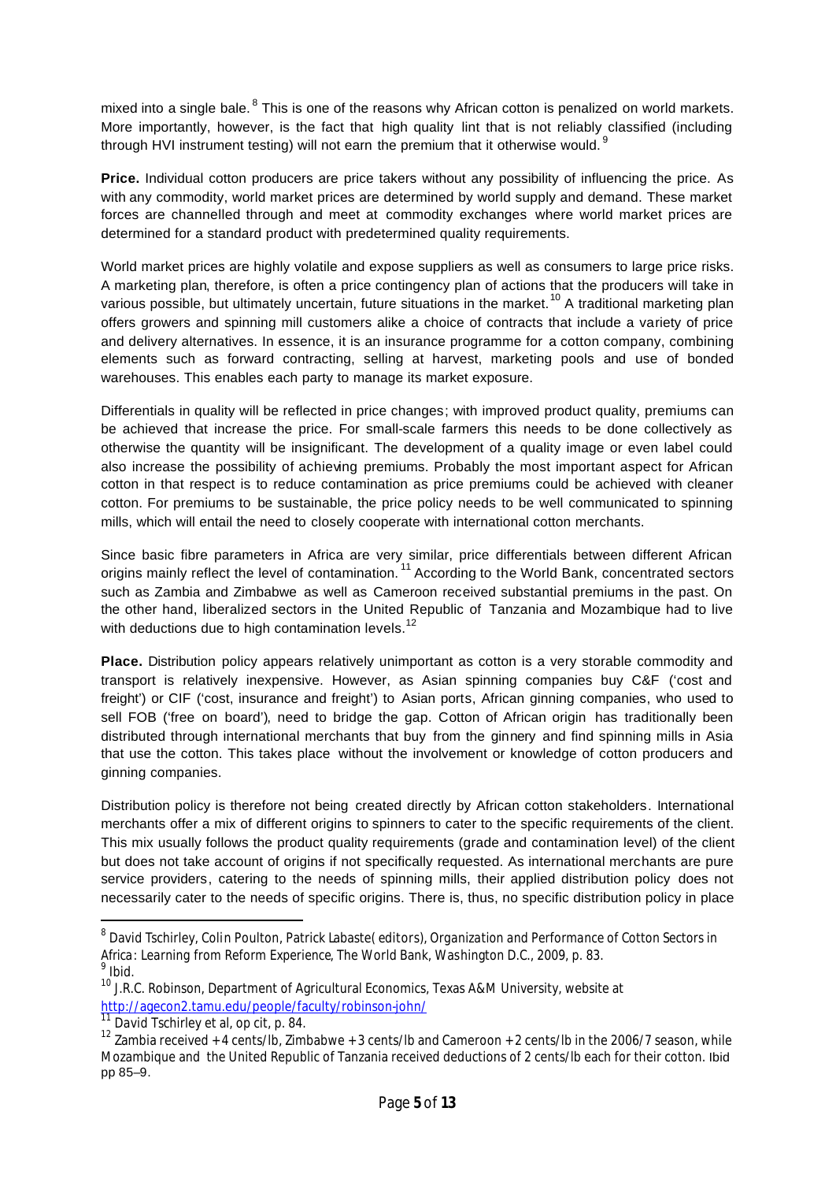mixed into a single bale.[8] This is one of the reasons why African cotton is penalized on world markets. More importantly, however, is the fact that high quality lint that is not reliably classified (including through HVI instrument testing) will not earn the premium that it otherwise would.[9]

**Price.** Individual cotton producers are price takers without any possibility of influencing the price. As with any commodity, world market prices are determined by world supply and demand. These market forces are channelled through and meet at commodity exchanges where world market prices are determined for a standard product with predetermined quality requirements.

World market prices are highly volatile and expose suppliers as well as consumers to large price risks. A marketing plan, therefore, is often a price contingency plan of actions that the producers will take in various possible, but ultimately uncertain, future situations in the market.[10] A traditional marketing plan offers growers and spinning mill customers alike a choice of contracts that include a variety of price and delivery alternatives. In essence, it is an insurance programme for a cotton company, combining elements such as forward contracting, selling at harvest, marketing pools and use of bonded warehouses. This enables each party to manage its market exposure.

Differentials in quality will be reflected in price changes; with improved product quality, premiums can be achieved that increase the price. For small-scale farmers this needs to be done collectively as otherwise the quantity will be insignificant. The development of a quality image or even label could also increase the possibility of achieving premiums. Probably the most important aspect for African cotton in that respect is to reduce contamination as price premiums could be achieved with cleaner cotton. For premiums to be sustainable, the price policy needs to be well communicated to spinning mills, which will entail the need to closely cooperate with international cotton merchants.

Since basic fibre parameters in Africa are very similar, price differentials between different African origins mainly reflect the level of contamination.[11] According to the World Bank, concentrated sectors such as Zambia and Zimbabwe as well as Cameroon received substantial premiums in the past. On the other hand, liberalized sectors in the United Republic of Tanzania and Mozambique had to live with deductions due to high contamination levels.[12]

**Place.** Distribution policy appears relatively unimportant as cotton is a very storable commodity and transport is relatively inexpensive. However, as Asian spinning companies buy C&F ('cost and freight') or CIF ('cost, insurance and freight') to Asian ports, African ginning companies, who used to sell FOB ('free on board'), need to bridge the gap. Cotton of African origin has traditionally been distributed through international merchants that buy from the ginnery and find spinning mills in Asia that use the cotton. This takes place without the involvement or knowledge of cotton producers and ginning companies.

Distribution policy is therefore not being created directly by African cotton stakeholders. International merchants offer a mix of different origins to spinners to cater to the specific requirements of the client. This mix usually follows the product quality requirements (grade and contamination level) of the client but does not take account of origins if not specifically requested. As international merchants are pure service providers, catering to the needs of spinning mills, their applied distribution policy does not necessarily cater to the needs of specific origins. There is, thus, no specific distribution policy in place

---

[8] David Tschirley, Colin Poulton, Patrick Labaste (editors), *Organization and Performance of Cotton Sectors in Africa: Learning from Reform Experience*, The World Bank, Washington D.C., 2009, p. 83.

[9] Ibid.

[10] J.R.C. Robinson, Department of Agricultural Economics, Texas A&M University, website at http://agecon2.tamu.edu/people/faculty/robinson-john/

[11] David Tschirley et al, op cit, p. 84.

[12] Zambia received +4 cents/lb, Zimbabwe +3 cents/lb and Cameroon +2 cents/lb in the 2006/7 season, while Mozambique and the United Republic of Tanzania received deductions of 2 cents/lb each for their cotton. Ibid pp 85–9.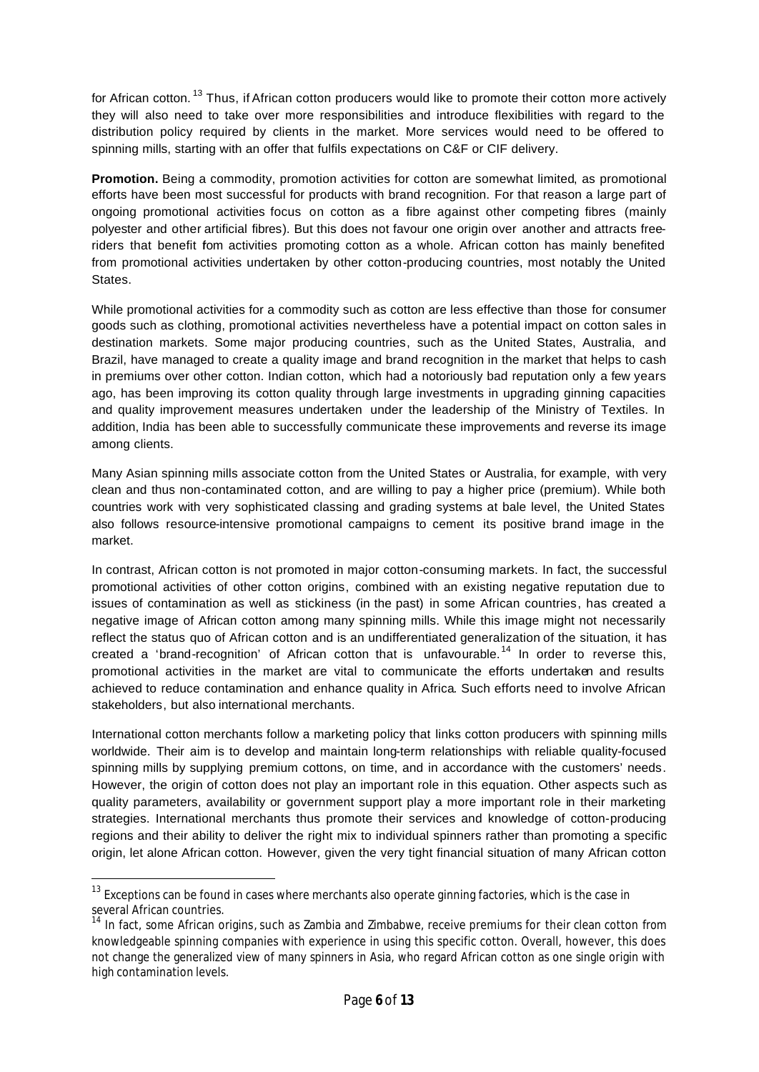for African cotton.[13] Thus, if African cotton producers would like to promote their cotton more actively they will also need to take over more responsibilities and introduce flexibilities with regard to the distribution policy required by clients in the market. More services would need to be offered to spinning mills, starting with an offer that fulfils expectations on C&F or CIF delivery.

**Promotion.** Being a commodity, promotion activities for cotton are somewhat limited, as promotional efforts have been most successful for products with brand recognition. For that reason a large part of ongoing promotional activities focus on cotton as a fibre against other competing fibres (mainly polyester and other artificial fibres). But this does not favour one origin over another and attracts free-riders that benefit fom activities promoting cotton as a whole. African cotton has mainly benefited from promotional activities undertaken by other cotton-producing countries, most notably the United States.

While promotional activities for a commodity such as cotton are less effective than those for consumer goods such as clothing, promotional activities nevertheless have a potential impact on cotton sales in destination markets. Some major producing countries, such as the United States, Australia, and Brazil, have managed to create a quality image and brand recognition in the market that helps to cash in premiums over other cotton. Indian cotton, which had a notoriously bad reputation only a few years ago, has been improving its cotton quality through large investments in upgrading ginning capacities and quality improvement measures undertaken under the leadership of the Ministry of Textiles. In addition, India has been able to successfully communicate these improvements and reverse its image among clients.

Many Asian spinning mills associate cotton from the United States or Australia, for example, with very clean and thus non-contaminated cotton, and are willing to pay a higher price (premium). While both countries work with very sophisticated classing and grading systems at bale level, the United States also follows resource-intensive promotional campaigns to cement its positive brand image in the market.

In contrast, African cotton is not promoted in major cotton-consuming markets. In fact, the successful promotional activities of other cotton origins, combined with an existing negative reputation due to issues of contamination as well as stickiness (in the past) in some African countries, has created a negative image of African cotton among many spinning mills. While this image might not necessarily reflect the status quo of African cotton and is an undifferentiated generalization of the situation, it has created a 'brand-recognition' of African cotton that is unfavourable.[14] In order to reverse this, promotional activities in the market are vital to communicate the efforts undertaken and results achieved to reduce contamination and enhance quality in Africa. Such efforts need to involve African stakeholders, but also international merchants.

International cotton merchants follow a marketing policy that links cotton producers with spinning mills worldwide. Their aim is to develop and maintain long-term relationships with reliable quality-focused spinning mills by supplying premium cottons, on time, and in accordance with the customers' needs. However, the origin of cotton does not play an important role in this equation. Other aspects such as quality parameters, availability or government support play a more important role in their marketing strategies. International merchants thus promote their services and knowledge of cotton-producing regions and their ability to deliver the right mix to individual spinners rather than promoting a specific origin, let alone African cotton. However, given the very tight financial situation of many African cotton

---

[13] Exceptions can be found in cases where merchants also operate ginning factories, which is the case in several African countries.

[14] In fact, some African origins, such as Zambia and Zimbabwe, receive premiums for their clean cotton from knowledgeable spinning companies with experience in using this specific cotton. Overall, however, this does not change the generalized view of many spinners in Asia, who regard African cotton as one single origin with high contamination levels.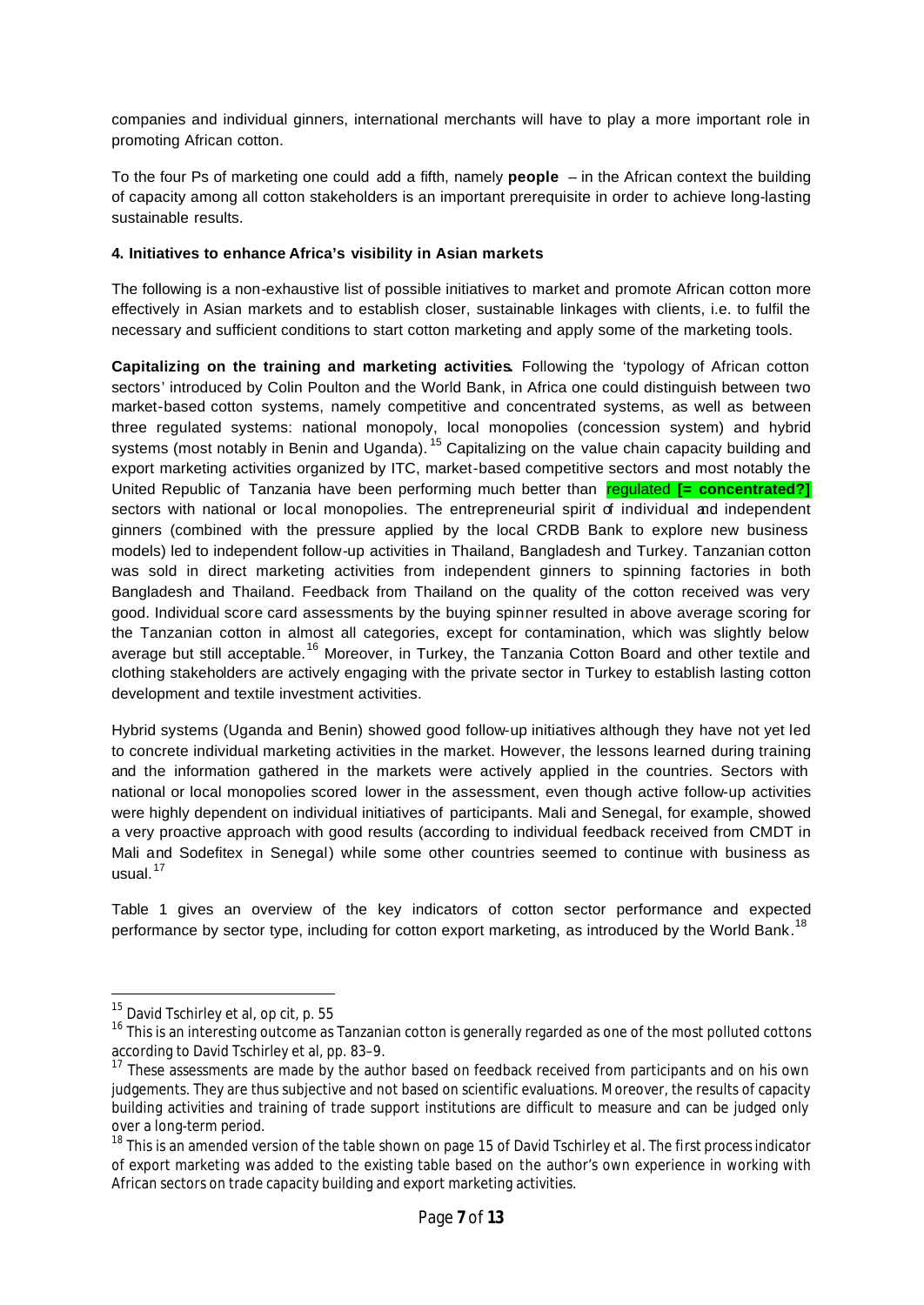companies and individual ginners, international merchants will have to play a more important role in promoting African cotton.

To the four Ps of marketing one could add a fifth, namely **people** – in the African context the building of capacity among all cotton stakeholders is an important prerequisite in order to achieve long-lasting sustainable results.

#### 4. Initiatives to enhance Africa's visibility in Asian markets

The following is a non-exhaustive list of possible initiatives to market and promote African cotton more effectively in Asian markets and to establish closer, sustainable linkages with clients, i.e. to fulfil the necessary and sufficient conditions to start cotton marketing and apply some of the marketing tools.

**Capitalizing on the training and marketing activities.** Following the 'typology of African cotton sectors' introduced by Colin Poulton and the World Bank, in Africa one could distinguish between two market-based cotton systems, namely competitive and concentrated systems, as well as between three regulated systems: national monopoly, local monopolies (concession system) and hybrid systems (most notably in Benin and Uganda).[15] Capitalizing on the value chain capacity building and export marketing activities organized by ITC, market-based competitive sectors and most notably the United Republic of Tanzania have been performing much better than regulated **[= concentrated?]** sectors with national or local monopolies. The entrepreneurial spirit of individual and independent ginners (combined with the pressure applied by the local CRDB Bank to explore new business models) led to independent follow-up activities in Thailand, Bangladesh and Turkey. Tanzanian cotton was sold in direct marketing activities from independent ginners to spinning factories in both Bangladesh and Thailand. Feedback from Thailand on the quality of the cotton received was very good. Individual score card assessments by the buying spinner resulted in above average scoring for the Tanzanian cotton in almost all categories, except for contamination, which was slightly below average but still acceptable.[16] Moreover, in Turkey, the Tanzania Cotton Board and other textile and clothing stakeholders are actively engaging with the private sector in Turkey to establish lasting cotton development and textile investment activities.

Hybrid systems (Uganda and Benin) showed good follow-up initiatives although they have not yet led to concrete individual marketing activities in the market. However, the lessons learned during training and the information gathered in the markets were actively applied in the countries. Sectors with national or local monopolies scored lower in the assessment, even though active follow-up activities were highly dependent on individual initiatives of participants. Mali and Senegal, for example, showed a very proactive approach with good results (according to individual feedback received from CMDT in Mali and Sodefitex in Senegal) while some other countries seemed to continue with business as usual.[17]

Table 1 gives an overview of the key indicators of cotton sector performance and expected performance by sector type, including for cotton export marketing, as introduced by the World Bank.[18]

---

[15] David Tschirley et al, op cit, p. 55

[16] This is an interesting outcome as Tanzanian cotton is generally regarded as one of the most polluted cottons according to David Tschirley et al, pp. 83–9.

[17] These assessments are made by the author based on feedback received from participants and on his own judgements. They are thus subjective and not based on scientific evaluations. Moreover, the results of capacity building activities and training of trade support institutions are difficult to measure and can be judged only over a long-term period.

[18] This is an amended version of the table shown on page 15 of David Tschirley et al. The first process indicator of export marketing was added to the existing table based on the author's own experience in working with African sectors on trade capacity building and export marketing activities.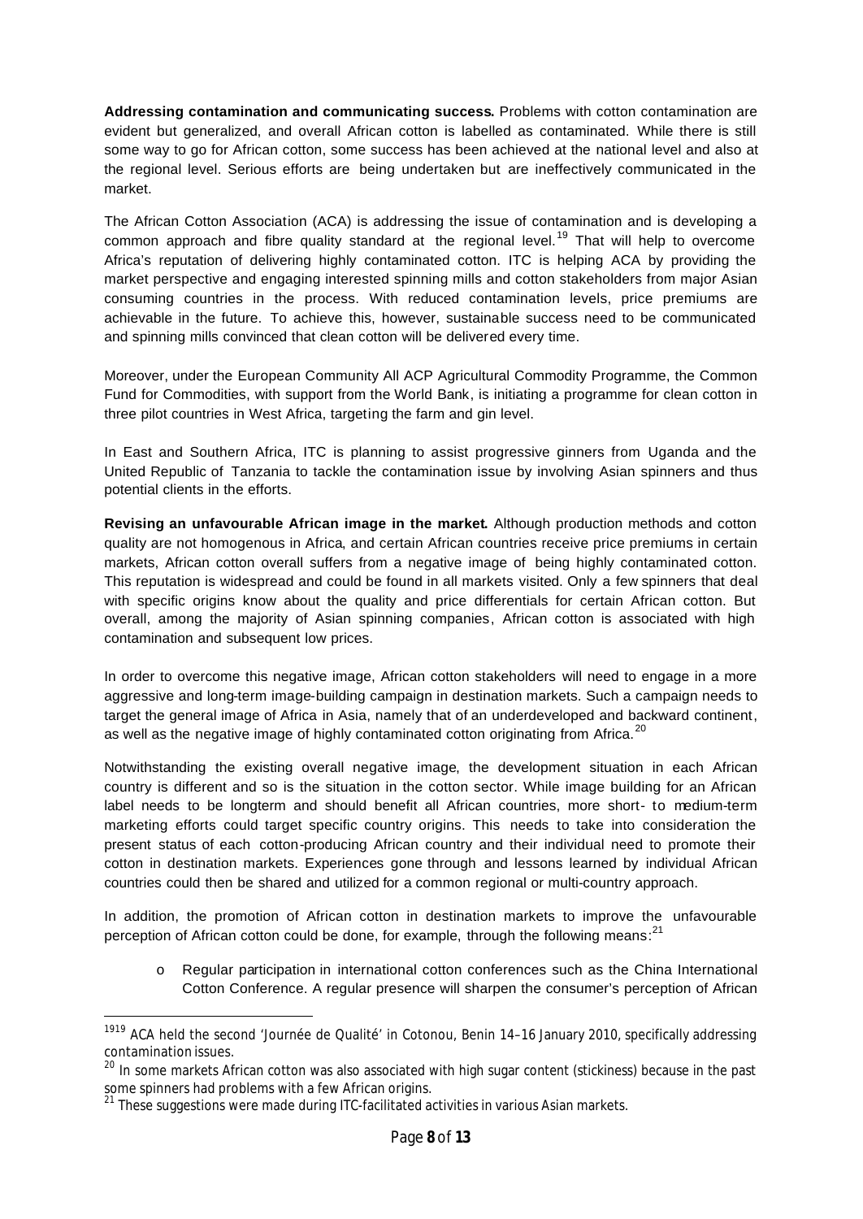**Addressing contamination and communicating success.** Problems with cotton contamination are evident but generalized, and overall African cotton is labelled as contaminated. While there is still some way to go for African cotton, some success has been achieved at the national level and also at the regional level. Serious efforts are being undertaken but are ineffectively communicated in the market.

The African Cotton Association (ACA) is addressing the issue of contamination and is developing a common approach and fibre quality standard at the regional level.[19] That will help to overcome Africa's reputation of delivering highly contaminated cotton. ITC is helping ACA by providing the market perspective and engaging interested spinning mills and cotton stakeholders from major Asian consuming countries in the process. With reduced contamination levels, price premiums are achievable in the future. To achieve this, however, sustainable success need to be communicated and spinning mills convinced that clean cotton will be delivered every time.

Moreover, under the European Community All ACP Agricultural Commodity Programme, the Common Fund for Commodities, with support from the World Bank, is initiating a programme for clean cotton in three pilot countries in West Africa, targeting the farm and gin level.

In East and Southern Africa, ITC is planning to assist progressive ginners from Uganda and the United Republic of Tanzania to tackle the contamination issue by involving Asian spinners and thus potential clients in the efforts.

**Revising an unfavourable African image in the market.** Although production methods and cotton quality are not homogenous in Africa, and certain African countries receive price premiums in certain markets, African cotton overall suffers from a negative image of being highly contaminated cotton. This reputation is widespread and could be found in all markets visited. Only a few spinners that deal with specific origins know about the quality and price differentials for certain African cotton. But overall, among the majority of Asian spinning companies, African cotton is associated with high contamination and subsequent low prices.

In order to overcome this negative image, African cotton stakeholders will need to engage in a more aggressive and long-term image-building campaign in destination markets. Such a campaign needs to target the general image of Africa in Asia, namely that of an underdeveloped and backward continent, as well as the negative image of highly contaminated cotton originating from Africa.[20]

Notwithstanding the existing overall negative image, the development situation in each African country is different and so is the situation in the cotton sector. While image building for an African label needs to be longterm and should benefit all African countries, more short- to medium-term marketing efforts could target specific country origins. This needs to take into consideration the present status of each cotton-producing African country and their individual need to promote their cotton in destination markets. Experiences gone through and lessons learned by individual African countries could then be shared and utilized for a common regional or multi-country approach.

In addition, the promotion of African cotton in destination markets to improve the unfavourable perception of African cotton could be done, for example, through the following means:[21]

- Regular participation in international cotton conferences such as the China International Cotton Conference. A regular presence will sharpen the consumer's perception of African

---

[19] ACA held the second 'Journée de Qualité' in Cotonou, Benin 14–16 January 2010, specifically addressing contamination issues.

[20] In some markets African cotton was also associated with high sugar content (stickiness) because in the past some spinners had problems with a few African origins.

[21] These suggestions were made during ITC-facilitated activities in various Asian markets.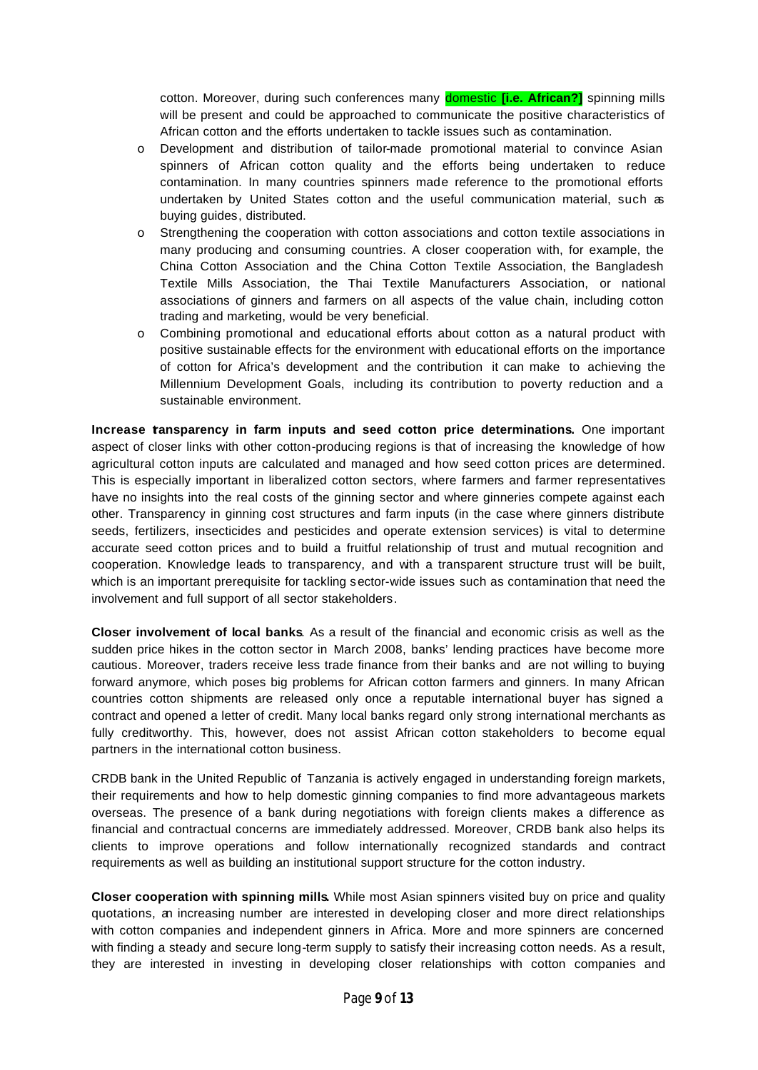cotton. Moreover, during such conferences many domestic **[i.e. African?]** spinning mills will be present and could be approached to communicate the positive characteristics of African cotton and the efforts undertaken to tackle issues such as contamination.

- Development and distribution of tailor-made promotional material to convince Asian spinners of African cotton quality and the efforts being undertaken to reduce contamination. In many countries spinners made reference to the promotional efforts undertaken by United States cotton and the useful communication material, such as buying guides, distributed.
- Strengthening the cooperation with cotton associations and cotton textile associations in many producing and consuming countries. A closer cooperation with, for example, the China Cotton Association and the China Cotton Textile Association, the Bangladesh Textile Mills Association, the Thai Textile Manufacturers Association, or national associations of ginners and farmers on all aspects of the value chain, including cotton trading and marketing, would be very beneficial.
- Combining promotional and educational efforts about cotton as a natural product with positive sustainable effects for the environment with educational efforts on the importance of cotton for Africa's development and the contribution it can make to achieving the Millennium Development Goals, including its contribution to poverty reduction and a sustainable environment.

**Increase transparency in farm inputs and seed cotton price determinations.** One important aspect of closer links with other cotton-producing regions is that of increasing the knowledge of how agricultural cotton inputs are calculated and managed and how seed cotton prices are determined. This is especially important in liberalized cotton sectors, where farmers and farmer representatives have no insights into the real costs of the ginning sector and where ginneries compete against each other. Transparency in ginning cost structures and farm inputs (in the case where ginners distribute seeds, fertilizers, insecticides and pesticides and operate extension services) is vital to determine accurate seed cotton prices and to build a fruitful relationship of trust and mutual recognition and cooperation. Knowledge leads to transparency, and with a transparent structure trust will be built, which is an important prerequisite for tackling sector-wide issues such as contamination that need the involvement and full support of all sector stakeholders.

**Closer involvement of local banks**. As a result of the financial and economic crisis as well as the sudden price hikes in the cotton sector in March 2008, banks' lending practices have become more cautious. Moreover, traders receive less trade finance from their banks and are not willing to buying forward anymore, which poses big problems for African cotton farmers and ginners. In many African countries cotton shipments are released only once a reputable international buyer has signed a contract and opened a letter of credit. Many local banks regard only strong international merchants as fully creditworthy. This, however, does not assist African cotton stakeholders to become equal partners in the international cotton business.

CRDB bank in the United Republic of Tanzania is actively engaged in understanding foreign markets, their requirements and how to help domestic ginning companies to find more advantageous markets overseas. The presence of a bank during negotiations with foreign clients makes a difference as financial and contractual concerns are immediately addressed. Moreover, CRDB bank also helps its clients to improve operations and follow internationally recognized standards and contract requirements as well as building an institutional support structure for the cotton industry.

**Closer cooperation with spinning mills.** While most Asian spinners visited buy on price and quality quotations, an increasing number are interested in developing closer and more direct relationships with cotton companies and independent ginners in Africa. More and more spinners are concerned with finding a steady and secure long-term supply to satisfy their increasing cotton needs. As a result, they are interested in investing in developing closer relationships with cotton companies and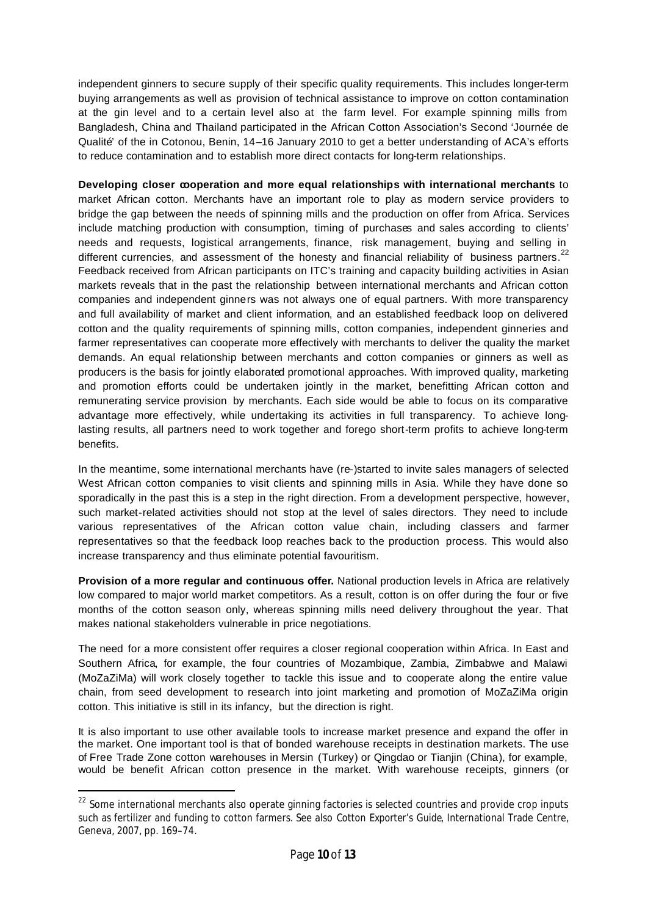independent ginners to secure supply of their specific quality requirements. This includes longer-term buying arrangements as well as provision of technical assistance to improve on cotton contamination at the gin level and to a certain level also at the farm level. For example spinning mills from Bangladesh, China and Thailand participated in the African Cotton Association's Second 'Journée de Qualité' of the in Cotonou, Benin, 14–16 January 2010 to get a better understanding of ACA's efforts to reduce contamination and to establish more direct contacts for long-term relationships.

**Developing closer cooperation and more equal relationships with international merchants** to market African cotton. Merchants have an important role to play as modern service providers to bridge the gap between the needs of spinning mills and the production on offer from Africa. Services include matching production with consumption, timing of purchases and sales according to clients' needs and requests, logistical arrangements, finance, risk management, buying and selling in different currencies, and assessment of the honesty and financial reliability of business partners.[22] Feedback received from African participants on ITC's training and capacity building activities in Asian markets reveals that in the past the relationship between international merchants and African cotton companies and independent ginners was not always one of equal partners. With more transparency and full availability of market and client information, and an established feedback loop on delivered cotton and the quality requirements of spinning mills, cotton companies, independent ginneries and farmer representatives can cooperate more effectively with merchants to deliver the quality the market demands. An equal relationship between merchants and cotton companies or ginners as well as producers is the basis for jointly elaborated promotional approaches. With improved quality, marketing and promotion efforts could be undertaken jointly in the market, benefitting African cotton and remunerating service provision by merchants. Each side would be able to focus on its comparative advantage more effectively, while undertaking its activities in full transparency. To achieve long-lasting results, all partners need to work together and forego short-term profits to achieve long-term benefits.

In the meantime, some international merchants have (re-)started to invite sales managers of selected West African cotton companies to visit clients and spinning mills in Asia. While they have done so sporadically in the past this is a step in the right direction. From a development perspective, however, such market-related activities should not stop at the level of sales directors. They need to include various representatives of the African cotton value chain, including classers and farmer representatives so that the feedback loop reaches back to the production process. This would also increase transparency and thus eliminate potential favouritism.

**Provision of a more regular and continuous offer.** National production levels in Africa are relatively low compared to major world market competitors. As a result, cotton is on offer during the four or five months of the cotton season only, whereas spinning mills need delivery throughout the year. That makes national stakeholders vulnerable in price negotiations.

The need for a more consistent offer requires a closer regional cooperation within Africa. In East and Southern Africa, for example, the four countries of Mozambique, Zambia, Zimbabwe and Malawi (MoZaZiMa) will work closely together to tackle this issue and to cooperate along the entire value chain, from seed development to research into joint marketing and promotion of MoZaZiMa origin cotton. This initiative is still in its infancy, but the direction is right.

It is also important to use other available tools to increase market presence and expand the offer in the market. One important tool is that of bonded warehouse receipts in destination markets. The use of Free Trade Zone cotton warehouses in Mersin (Turkey) or Qingdao or Tianjin (China), for example, would be benefit African cotton presence in the market. With warehouse receipts, ginners (or

---

[22] Some international merchants also operate ginning factories is selected countries and provide crop inputs such as fertilizer and funding to cotton farmers. See also Cotton Exporter's Guide, International Trade Centre, Geneva, 2007, pp. 169–74.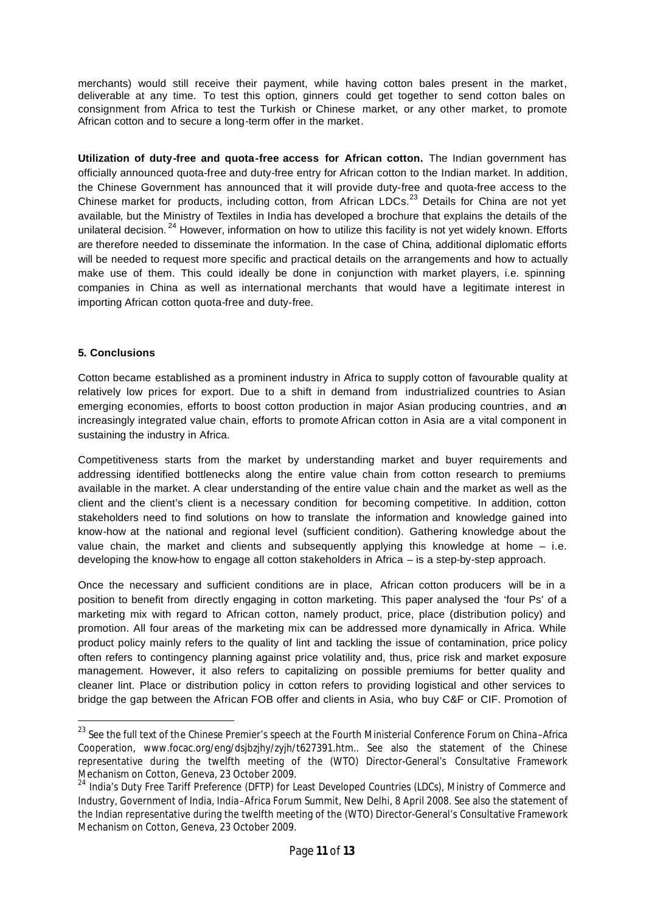merchants) would still receive their payment, while having cotton bales present in the market, deliverable at any time. To test this option, ginners could get together to send cotton bales on consignment from Africa to test the Turkish or Chinese market, or any other market, to promote African cotton and to secure a long-term offer in the market.

**Utilization of duty-free and quota-free access for African cotton.** The Indian government has officially announced quota-free and duty-free entry for African cotton to the Indian market. In addition, the Chinese Government has announced that it will provide duty-free and quota-free access to the Chinese market for products, including cotton, from African LDCs.[23] Details for China are not yet available, but the Ministry of Textiles in India has developed a brochure that explains the details of the unilateral decision.[24] However, information on how to utilize this facility is not yet widely known. Efforts are therefore needed to disseminate the information. In the case of China, additional diplomatic efforts will be needed to request more specific and practical details on the arrangements and how to actually make use of them. This could ideally be done in conjunction with market players, i.e. spinning companies in China as well as international merchants that would have a legitimate interest in importing African cotton quota-free and duty-free.

## 5. Conclusions

Cotton became established as a prominent industry in Africa to supply cotton of favourable quality at relatively low prices for export. Due to a shift in demand from industrialized countries to Asian emerging economies, efforts to boost cotton production in major Asian producing countries, and an increasingly integrated value chain, efforts to promote African cotton in Asia are a vital component in sustaining the industry in Africa.

Competitiveness starts from the market by understanding market and buyer requirements and addressing identified bottlenecks along the entire value chain from cotton research to premiums available in the market. A clear understanding of the entire value chain and the market as well as the client and the client's client is a necessary condition for becoming competitive. In addition, cotton stakeholders need to find solutions on how to translate the information and knowledge gained into know-how at the national and regional level (sufficient condition). Gathering knowledge about the value chain, the market and clients and subsequently applying this knowledge at home – i.e. developing the know-how to engage all cotton stakeholders in Africa – is a step-by-step approach.

Once the necessary and sufficient conditions are in place, African cotton producers will be in a position to benefit from directly engaging in cotton marketing. This paper analysed the 'four Ps' of a marketing mix with regard to African cotton, namely product, price, place (distribution policy) and promotion. All four areas of the marketing mix can be addressed more dynamically in Africa. While product policy mainly refers to the quality of lint and tackling the issue of contamination, price policy often refers to contingency planning against price volatility and, thus, price risk and market exposure management. However, it also refers to capitalizing on possible premiums for better quality and cleaner lint. Place or distribution policy in cotton refers to providing logistical and other services to bridge the gap between the African FOB offer and clients in Asia, who buy C&F or CIF. Promotion of

---

[23] See the full text of the Chinese Premier's speech at the Fourth Ministerial Conference Forum on China–Africa Cooperation, www.focac.org/eng/dsjbzjhy/zyjh/t627391.htm.. See also the statement of the Chinese representative during the twelfth meeting of the (WTO) Director-General's Consultative Framework Mechanism on Cotton, Geneva, 23 October 2009.

[24] India's Duty Free Tariff Preference (DFTP) for Least Developed Countries (LDCs), Ministry of Commerce and Industry, Government of India, India–Africa Forum Summit, New Delhi, 8 April 2008. See also the statement of the Indian representative during the twelfth meeting of the (WTO) Director-General's Consultative Framework Mechanism on Cotton, Geneva, 23 October 2009.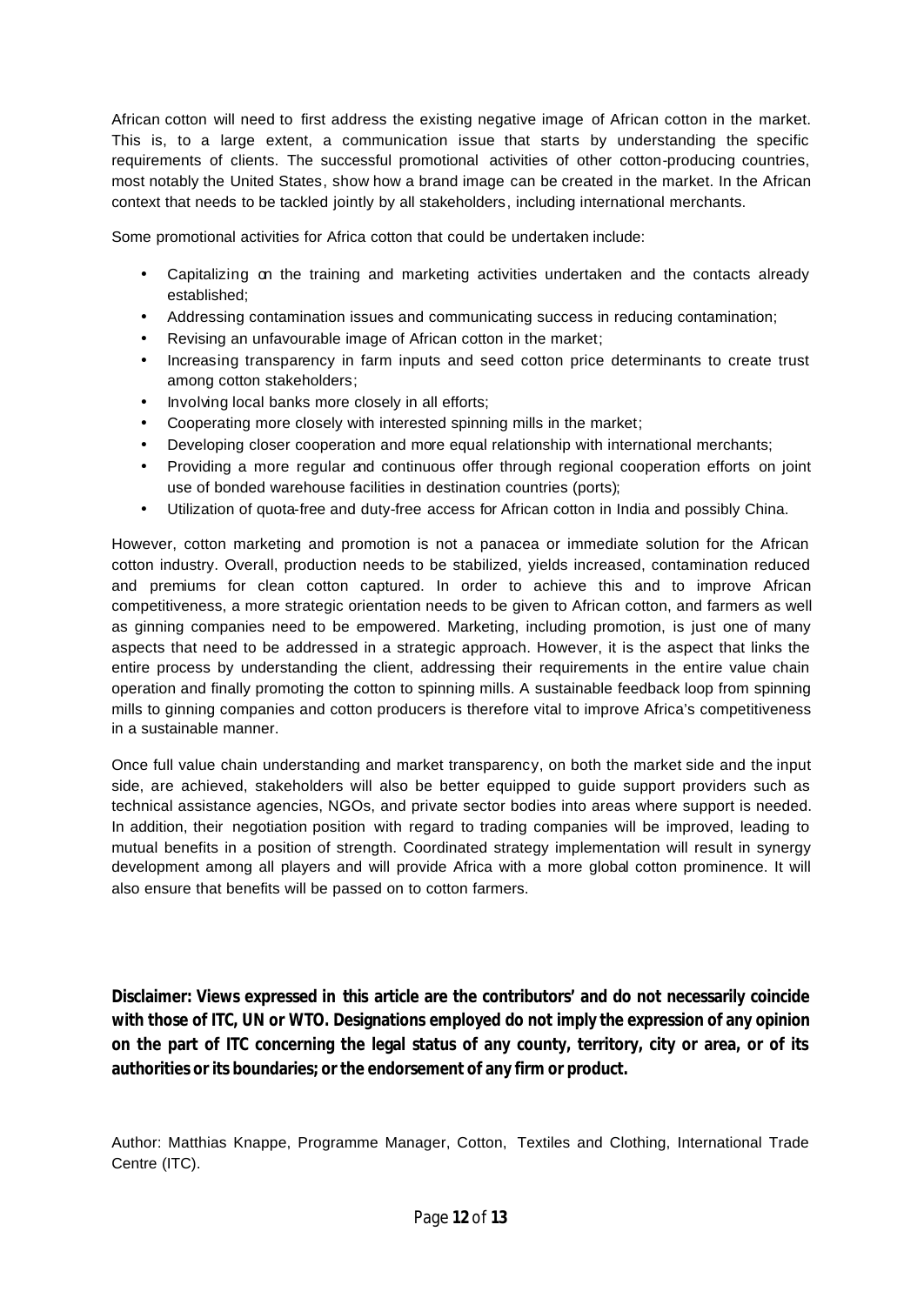African cotton will need to first address the existing negative image of African cotton in the market. This is, to a large extent, a communication issue that starts by understanding the specific requirements of clients. The successful promotional activities of other cotton-producing countries, most notably the United States, show how a brand image can be created in the market. In the African context that needs to be tackled jointly by all stakeholders, including international merchants.

Some promotional activities for Africa cotton that could be undertaken include:

- Capitalizing on the training and marketing activities undertaken and the contacts already established;
- Addressing contamination issues and communicating success in reducing contamination;
- Revising an unfavourable image of African cotton in the market;
- Increasing transparency in farm inputs and seed cotton price determinants to create trust among cotton stakeholders;
- Involving local banks more closely in all efforts;
- Cooperating more closely with interested spinning mills in the market;
- Developing closer cooperation and more equal relationship with international merchants;
- Providing a more regular and continuous offer through regional cooperation efforts on joint use of bonded warehouse facilities in destination countries (ports);
- Utilization of quota-free and duty-free access for African cotton in India and possibly China.

However, cotton marketing and promotion is not a panacea or immediate solution for the African cotton industry. Overall, production needs to be stabilized, yields increased, contamination reduced and premiums for clean cotton captured. In order to achieve this and to improve African competitiveness, a more strategic orientation needs to be given to African cotton, and farmers as well as ginning companies need to be empowered. Marketing, including promotion, is just one of many aspects that need to be addressed in a strategic approach. However, it is the aspect that links the entire process by understanding the client, addressing their requirements in the entire value chain operation and finally promoting the cotton to spinning mills. A sustainable feedback loop from spinning mills to ginning companies and cotton producers is therefore vital to improve Africa's competitiveness in a sustainable manner.

Once full value chain understanding and market transparency, on both the market side and the input side, are achieved, stakeholders will also be better equipped to guide support providers such as technical assistance agencies, NGOs, and private sector bodies into areas where support is needed. In addition, their negotiation position with regard to trading companies will be improved, leading to mutual benefits in a position of strength. Coordinated strategy implementation will result in synergy development among all players and will provide Africa with a more global cotton prominence. It will also ensure that benefits will be passed on to cotton farmers.

**Disclaimer: Views expressed in this article are the contributors' and do not necessarily coincide with those of ITC, UN or WTO. Designations employed do not imply the expression of any opinion on the part of ITC concerning the legal status of any county, territory, city or area, or of its authorities or its boundaries; or the endorsement of any firm or product.**

Author: Matthias Knappe, Programme Manager, Cotton, Textiles and Clothing, International Trade Centre (ITC).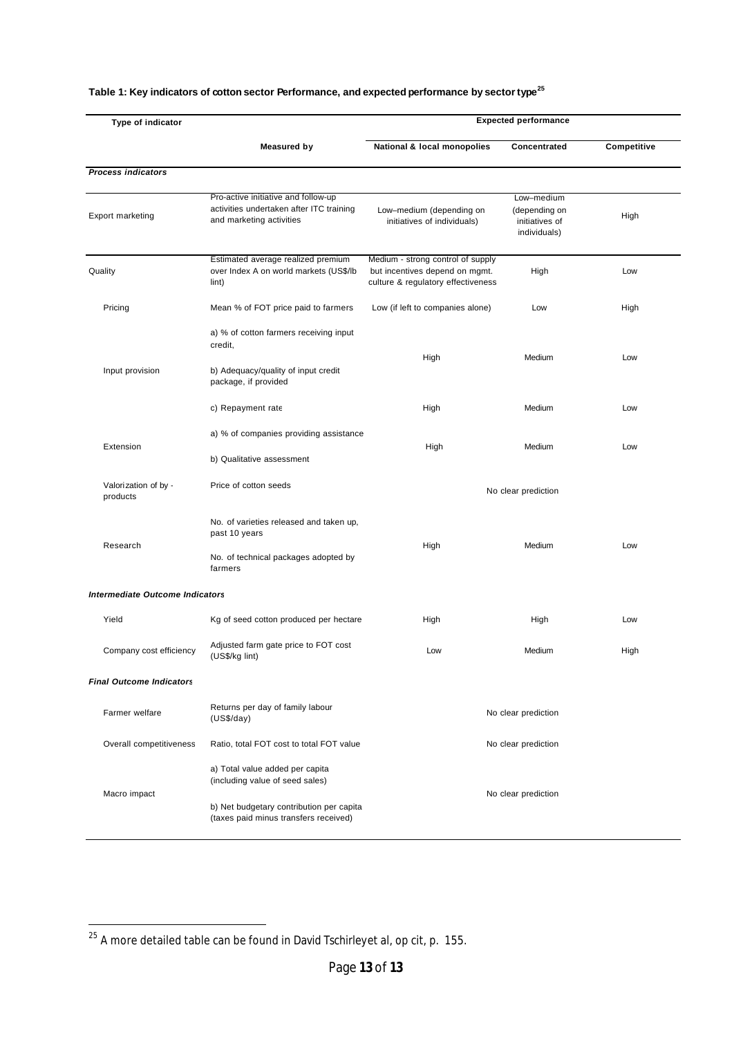**Table 1: Key indicators of cotton sector Performance, and expected performance by sector type[25]**

| Type of indicator | Measured by | Expected performance | | |
|---|---|---|---|---|
| | | National & local monopolies | Concentrated | Competitive |
| ***Process indicators*** | | | | |
| Export marketing | Pro-active initiative and follow-up activities undertaken after ITC training and marketing activities | Low–medium (depending on initiatives of individuals) | Low–medium (depending on initiatives of individuals) | High |
| Quality | Estimated average realized premium over Index A on world markets (US$/lb lint) | Medium - strong control of supply but incentives depend on mgmt. culture & regulatory effectiveness | High | Low |
| Pricing | Mean % of FOT price paid to farmers | Low (if left to companies alone) | Low | High |
| Input provision | a) % of cotton farmers receiving input credit, b) Adequacy/quality of input credit package, if provided | High | Medium | Low |
| | c) Repayment rate | High | Medium | Low |
| Extension | a) % of companies providing assistance b) Qualitative assessment | High | Medium | Low |
| Valorization of by - products | Price of cotton seeds | No clear prediction | | |
| Research | No. of varieties released and taken up, past 10 years No. of technical packages adopted by farmers | High | Medium | Low |
| ***Intermediate Outcome Indicators*** | | | | |
| Yield | Kg of seed cotton produced per hectare | High | High | Low |
| Company cost efficiency | Adjusted farm gate price to FOT cost (US$/kg lint) | Low | Medium | High |
| ***Final Outcome Indicators*** | | | | |
| Farmer welfare | Returns per day of family labour (US$/day) | No clear prediction | | |
| Overall competitiveness | Ratio, total FOT cost to total FOT value | No clear prediction | | |
| Macro impact | a) Total value added per capita (including value of seed sales) b) Net budgetary contribution per capita (taxes paid minus transfers received) | No clear prediction | | |

[25] A more detailed table can be found in David Tschirley et al, op cit, p. 155.